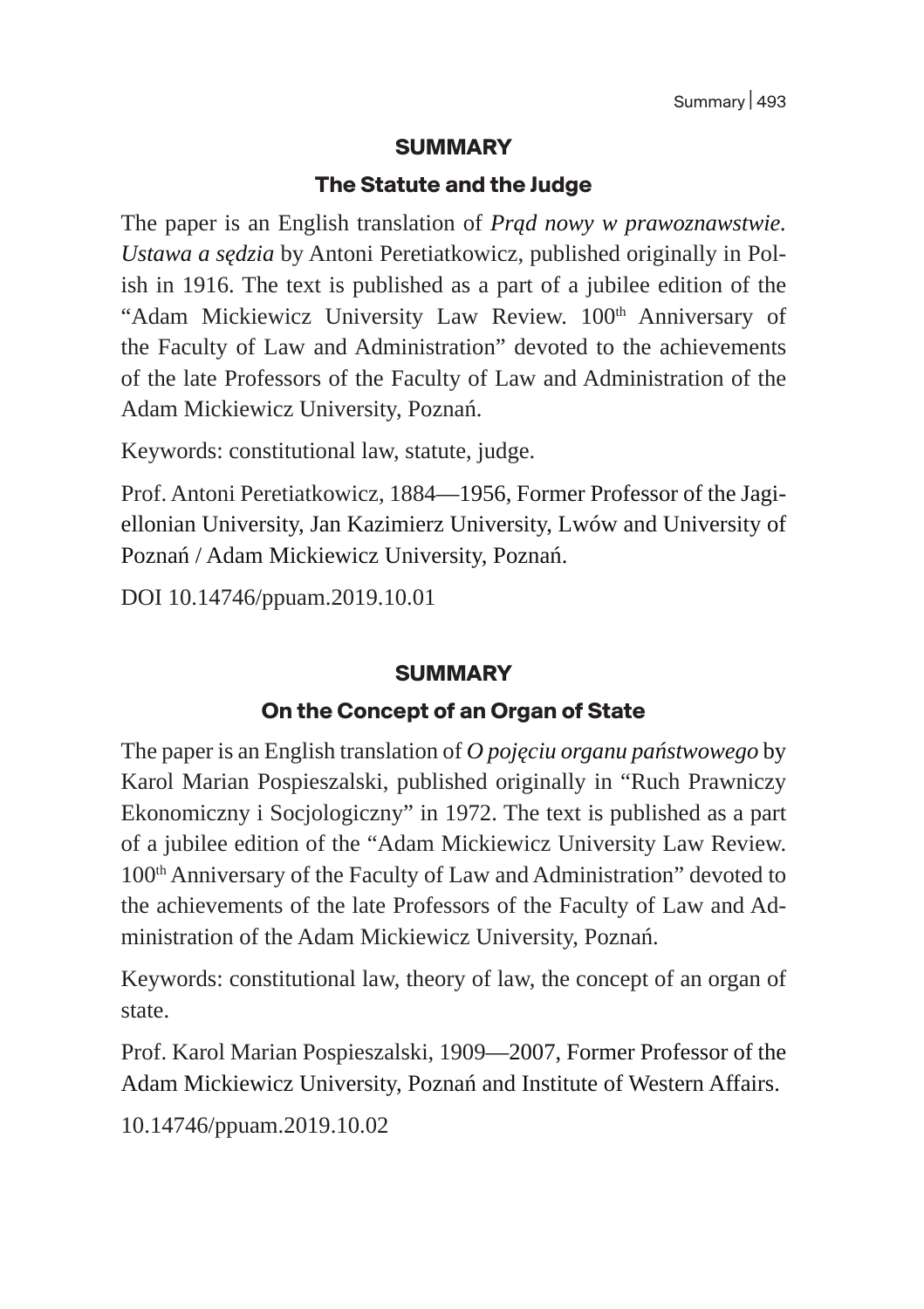## SUMMARY

### The Statute and the Judge

The paper is an English translation of *Prąd nowy w prawoznawstwie. Ustawa a sędzia* by Antoni Peretiatkowicz, published originally in Polish in 1916. The text is published as a part of a jubilee edition of the "Adam Mickiewicz University Law Review. 100th Anniversary of the Faculty of Law and Administration" devoted to the achievements of the late Professors of the Faculty of Law and Administration of the Adam Mickiewicz University, Poznań.

Keywords: constitutional law, statute, judge.

Prof. Antoni Peretiatkowicz, 1884—1956, Former Professor of the Jagiellonian University, Jan Kazimierz University, Lwów and University of Poznań / Adam Mickiewicz University, Poznań.

DOI 10.14746/ppuam.2019.10.01

## SUMMARY

### On the Concept of an Organ of State

The paper is an English translation of *O pojęciu organu państwowego* by Karol Marian Pospieszalski, published originally in "Ruch Prawniczy Ekonomiczny i Socjologiczny" in 1972. The text is published as a part of a jubilee edition of the "Adam Mickiewicz University Law Review. 100th Anniversary of the Faculty of Law and Administration" devoted to the achievements of the late Professors of the Faculty of Law and Administration of the Adam Mickiewicz University, Poznań.

Keywords: constitutional law, theory of law, the concept of an organ of state.

Prof. Karol Marian Pospieszalski, 1909—2007, Former Professor of the Adam Mickiewicz University, Poznań and Institute of Western Affairs.

10.14746/ppuam.2019.10.02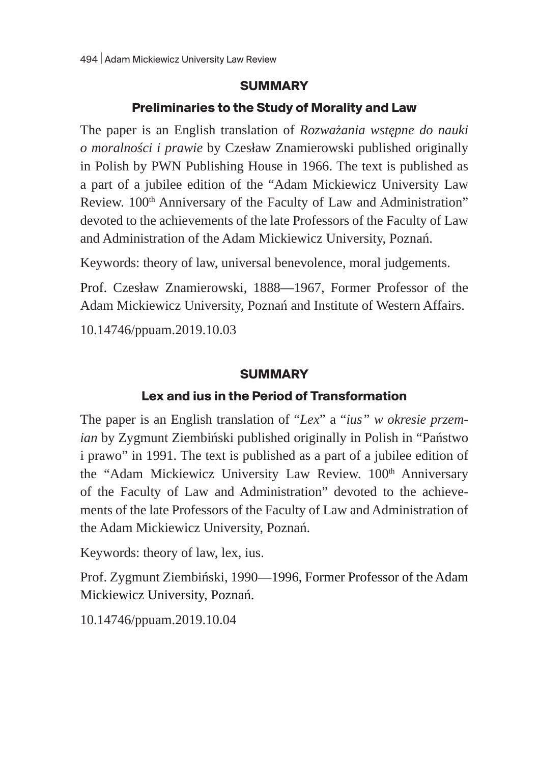## SUMMARY

### Preliminaries to the Study of Morality and Law

The paper is an English translation of *Rozważania wstępne do nauki o moralności i prawie* by Czesław Znamierowski published originally in Polish by PWN Publishing House in 1966. The text is published as a part of a jubilee edition of the "Adam Mickiewicz University Law Review. 100th Anniversary of the Faculty of Law and Administration" devoted to the achievements of the late Professors of the Faculty of Law and Administration of the Adam Mickiewicz University, Poznań.

Keywords: theory of law, universal benevolence, moral judgements.

Prof. Czesław Znamierowski, 1888—1967, Former Professor of the Adam Mickiewicz University, Poznań and Institute of Western Affairs.

10.14746/ppuam.2019.10.03

## SUMMARY

### Lex and ius in the Period of Transformation

The paper is an English translation of "*Lex*" a "*ius" w okresie przemian* by Zygmunt Ziembiński published originally in Polish in "Państwo i prawo" in 1991. The text is published as a part of a jubilee edition of the "Adam Mickiewicz University Law Review. 100th Anniversary of the Faculty of Law and Administration" devoted to the achievements of the late Professors of the Faculty of Law and Administration of the Adam Mickiewicz University, Poznań.

Keywords: theory of law, lex, ius.

Prof. Zygmunt Ziembiński, 1990—1996, Former Professor of the Adam Mickiewicz University, Poznań.

10.14746/ppuam.2019.10.04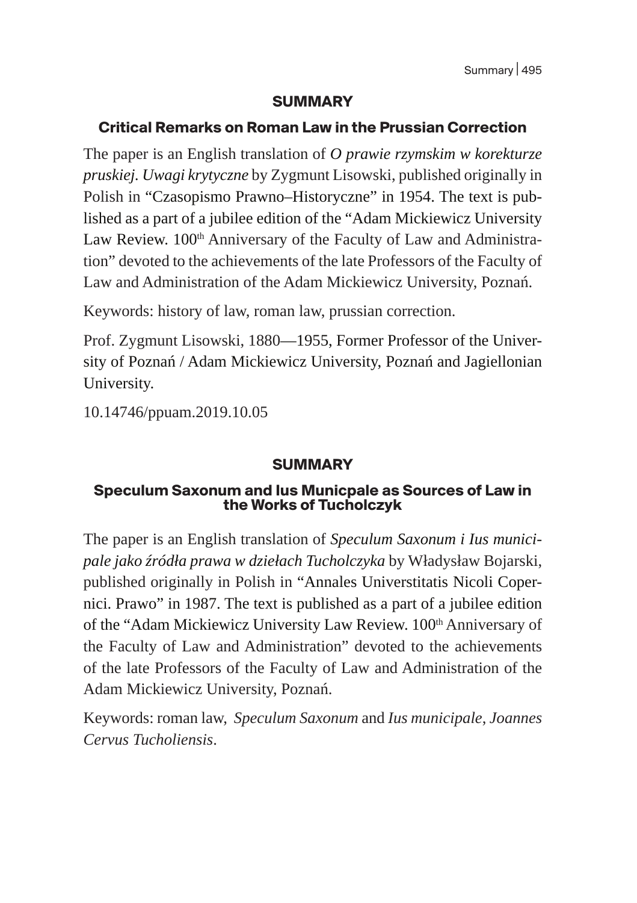## SUMMARY

### Critical Remarks on Roman Law in the Prussian Correction

The paper is an English translation of *O prawie rzymskim w korekturze pruskiej. Uwagi krytyczne* by Zygmunt Lisowski, published originally in Polish in "Czasopismo Prawno–Historyczne" in 1954. The text is published as a part of a jubilee edition of the "Adam Mickiewicz University Law Review. 100th Anniversary of the Faculty of Law and Administration" devoted to the achievements of the late Professors of the Faculty of Law and Administration of the Adam Mickiewicz University, Poznań.

Keywords: history of law, roman law, prussian correction.

Prof. Zygmunt Lisowski, 1880—1955, Former Professor of the University of Poznań / Adam Mickiewicz University, Poznań and Jagiellonian University.

10.14746/ppuam.2019.10.05

## SUMMARY

### Speculum Saxonum and Ius Municpale as Sources of Law in the Works of Tucholczyk

The paper is an English translation of *Speculum Saxonum i Ius municipale jako źródła prawa w dziełach Tucholczyka* by Władysław Bojarski, published originally in Polish in "Annales Universtitatis Nicoli Copernici. Prawo" in 1987. The text is published as a part of a jubilee edition of the "Adam Mickiewicz University Law Review. 100th Anniversary of the Faculty of Law and Administration" devoted to the achievements of the late Professors of the Faculty of Law and Administration of the Adam Mickiewicz University, Poznań.

Keywords: roman law, *Speculum Saxonum* and *Ius municipale*, *Joannes Cervus Tucholiensis*.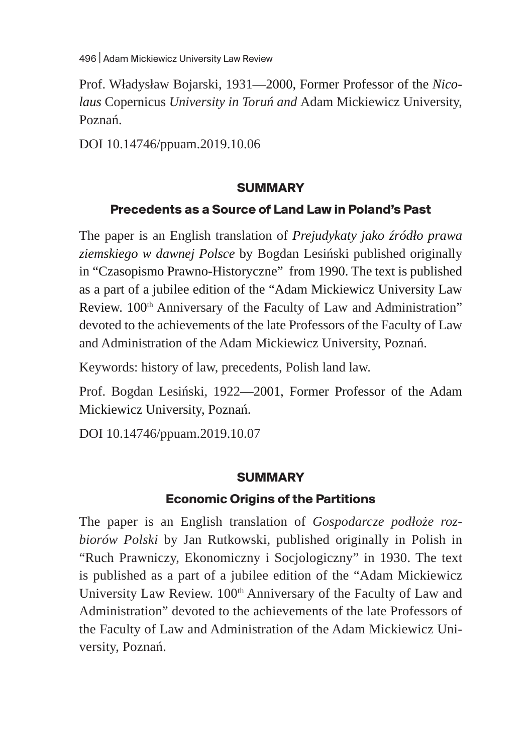Prof. Władysław Bojarski, 1931—2000, Former Professor of the *Nicolaus* Copernicus *University in Toruń and* Adam Mickiewicz University, Poznań.

DOI 10.14746/ppuam.2019.10.06

## SUMMARY

### Precedents as a Source of Land Law in Poland's Past

The paper is an English translation of *Prejudykaty jako źródło prawa ziemskiego w dawnej Polsce* by Bogdan Lesiński published originally in "Czasopismo Prawno-Historyczne" from 1990. The text is published as a part of a jubilee edition of the "Adam Mickiewicz University Law Review. 100th Anniversary of the Faculty of Law and Administration" devoted to the achievements of the late Professors of the Faculty of Law and Administration of the Adam Mickiewicz University, Poznań.

Keywords: history of law, precedents, Polish land law.

Prof. Bogdan Lesiński, 1922—2001, Former Professor of the Adam Mickiewicz University, Poznań.

DOI 10.14746/ppuam.2019.10.07

## SUMMARY

### Economic Origins of the Partitions

The paper is an English translation of *Gospodarcze podłoże rozbiorów Polski* by Jan Rutkowski, published originally in Polish in "Ruch Prawniczy, Ekonomiczny i Socjologiczny" in 1930. The text is published as a part of a jubilee edition of the "Adam Mickiewicz University Law Review. 100th Anniversary of the Faculty of Law and Administration" devoted to the achievements of the late Professors of the Faculty of Law and Administration of the Adam Mickiewicz University, Poznań.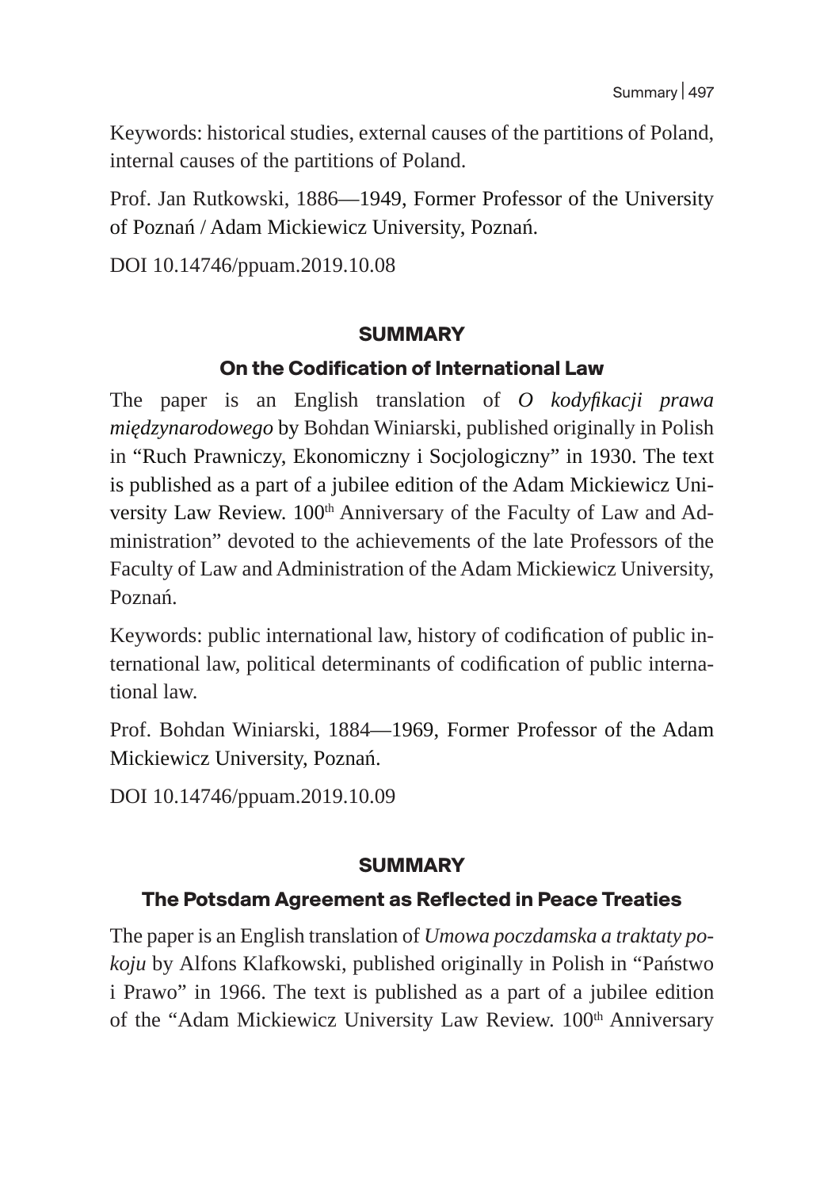Keywords: historical studies, external causes of the partitions of Poland, internal causes of the partitions of Poland.

Prof. Jan Rutkowski, 1886—1949, Former Professor of the University of Poznań / Adam Mickiewicz University, Poznań.

DOI 10.14746/ppuam.2019.10.08

## SUMMARY

### On the Codification of International Law

The paper is an English translation of *O kodyfikacji prawa międzynarodowego* by Bohdan Winiarski, published originally in Polish in "Ruch Prawniczy, Ekonomiczny i Socjologiczny" in 1930. The text is published as a part of a jubilee edition of the Adam Mickiewicz University Law Review. 100th Anniversary of the Faculty of Law and Administration" devoted to the achievements of the late Professors of the Faculty of Law and Administration of the Adam Mickiewicz University, Poznań.

Keywords: public international law, history of codification of public international law, political determinants of codification of public international law.

Prof. Bohdan Winiarski, 1884—1969, Former Professor of the Adam Mickiewicz University, Poznań.

DOI 10.14746/ppuam.2019.10.09

## SUMMARY

### The Potsdam Agreement as Reflected in Peace Treaties

The paper is an English translation of *Umowa poczdamska a traktaty pokoju* by Alfons Klafkowski, published originally in Polish in "Państwo i Prawo" in 1966. The text is published as a part of a jubilee edition of the "Adam Mickiewicz University Law Review. 100th Anniversary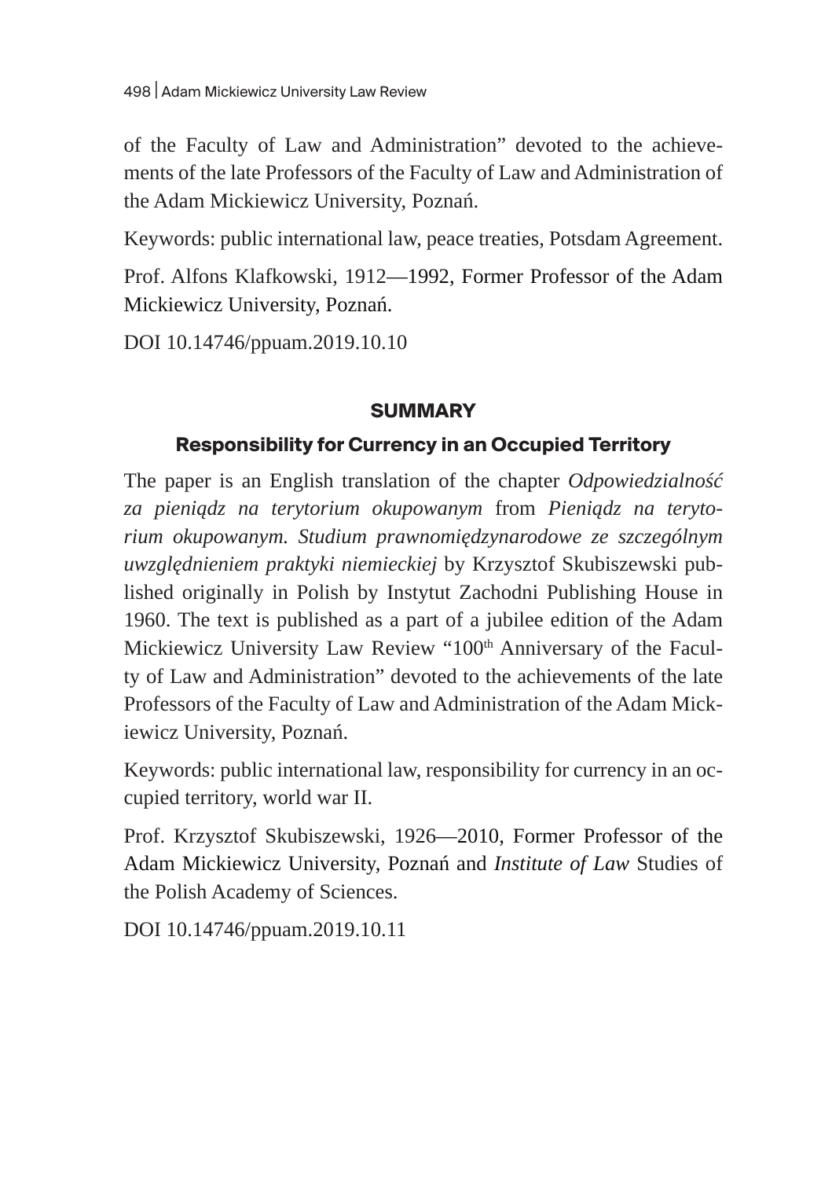of the Faculty of Law and Administration" devoted to the achievements of the late Professors of the Faculty of Law and Administration of the Adam Mickiewicz University, Poznań.

Keywords: public international law, peace treaties, Potsdam Agreement.

Prof. Alfons Klafkowski, 1912—1992, Former Professor of the Adam Mickiewicz University, Poznań.

DOI 10.14746/ppuam.2019.10.10

## SUMMARY

### Responsibility for Currency in an Occupied Territory

The paper is an English translation of the chapter *Odpowiedzialność za pieniądz na terytorium okupowanym* from *Pieniądz na terytorium okupowanym. Studium prawnomiędzynarodowe ze szczególnym uwzględnieniem praktyki niemieckiej* by Krzysztof Skubiszewski published originally in Polish by Instytut Zachodni Publishing House in 1960. The text is published as a part of a jubilee edition of the Adam Mickiewicz University Law Review "100th Anniversary of the Faculty of Law and Administration" devoted to the achievements of the late Professors of the Faculty of Law and Administration of the Adam Mickiewicz University, Poznań.

Keywords: public international law, responsibility for currency in an occupied territory, world war II.

Prof. Krzysztof Skubiszewski, 1926—2010, Former Professor of the Adam Mickiewicz University, Poznań and *Institute of Law* Studies of the Polish Academy of Sciences.

DOI 10.14746/ppuam.2019.10.11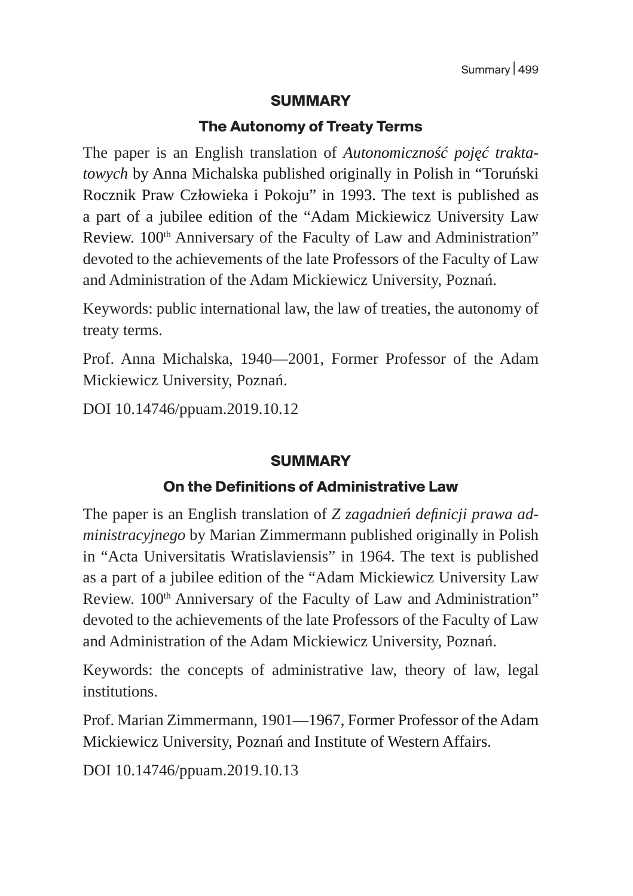## SUMMARY

### The Autonomy of Treaty Terms

The paper is an English translation of *Autonomiczność pojęć traktatowych* by Anna Michalska published originally in Polish in "Toruński Rocznik Praw Człowieka i Pokoju" in 1993. The text is published as a part of a jubilee edition of the "Adam Mickiewicz University Law Review. 100th Anniversary of the Faculty of Law and Administration" devoted to the achievements of the late Professors of the Faculty of Law and Administration of the Adam Mickiewicz University, Poznań.

Keywords: public international law, the law of treaties, the autonomy of treaty terms.

Prof. Anna Michalska, 1940—2001, Former Professor of the Adam Mickiewicz University, Poznań.

DOI 10.14746/ppuam.2019.10.12

## SUMMARY

### On the Definitions of Administrative Law

The paper is an English translation of *Z zagadnień definicji prawa administracyjnego* by Marian Zimmermann published originally in Polish in "Acta Universitatis Wratislaviensis" in 1964. The text is published as a part of a jubilee edition of the "Adam Mickiewicz University Law Review. 100th Anniversary of the Faculty of Law and Administration" devoted to the achievements of the late Professors of the Faculty of Law and Administration of the Adam Mickiewicz University, Poznań.

Keywords: the concepts of administrative law, theory of law, legal institutions.

Prof. Marian Zimmermann, 1901—1967, Former Professor of the Adam Mickiewicz University, Poznań and Institute of Western Affairs.

DOI 10.14746/ppuam.2019.10.13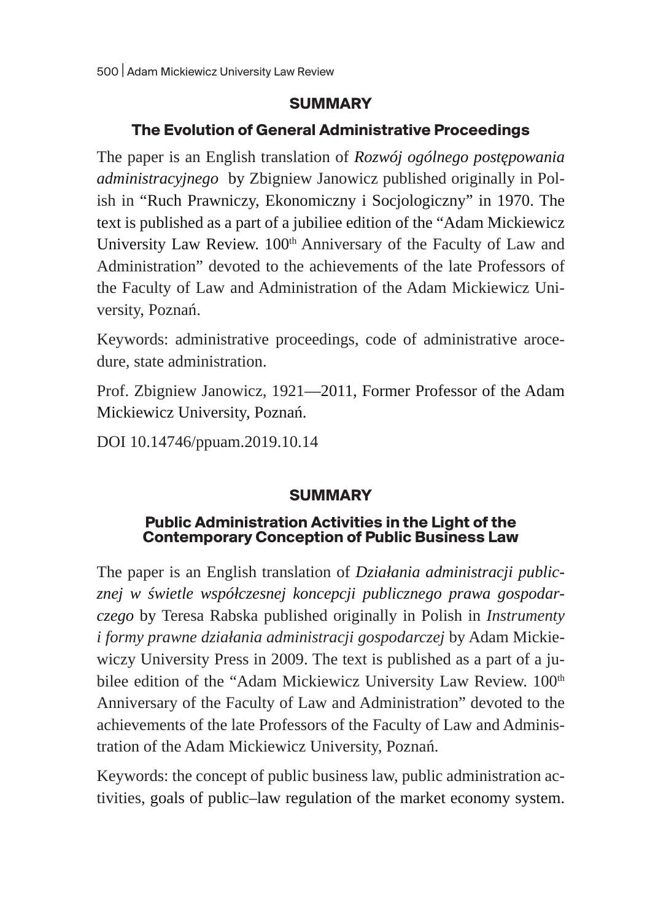## SUMMARY

### The Evolution of General Administrative Proceedings

The paper is an English translation of *Rozwój ogólnego postępowania administracyjnego* by Zbigniew Janowicz published originally in Polish in "Ruch Prawniczy, Ekonomiczny i Socjologiczny" in 1970. The text is published as a part of a jubiliee edition of the "Adam Mickiewicz University Law Review. 100th Anniversary of the Faculty of Law and Administration" devoted to the achievements of the late Professors of the Faculty of Law and Administration of the Adam Mickiewicz University, Poznań.

Keywords: administrative proceedings, code of administrative arocedure, state administration.

Prof. Zbigniew Janowicz, 1921—2011, Former Professor of the Adam Mickiewicz University, Poznań.

DOI 10.14746/ppuam.2019.10.14

## SUMMARY

### Public Administration Activities in the Light of the Contemporary Conception of Public Business Law

The paper is an English translation of *Działania administracji publicznej w świetle współczesnej koncepcji publicznego prawa gospodarczego* by Teresa Rabska published originally in Polish in *Instrumenty i formy prawne działania administracji gospodarczej* by Adam Mickiewiczy University Press in 2009. The text is published as a part of a jubilee edition of the "Adam Mickiewicz University Law Review. 100th Anniversary of the Faculty of Law and Administration" devoted to the achievements of the late Professors of the Faculty of Law and Administration of the Adam Mickiewicz University, Poznań.

Keywords: the concept of public business law, public administration activities, goals of public–law regulation of the market economy system.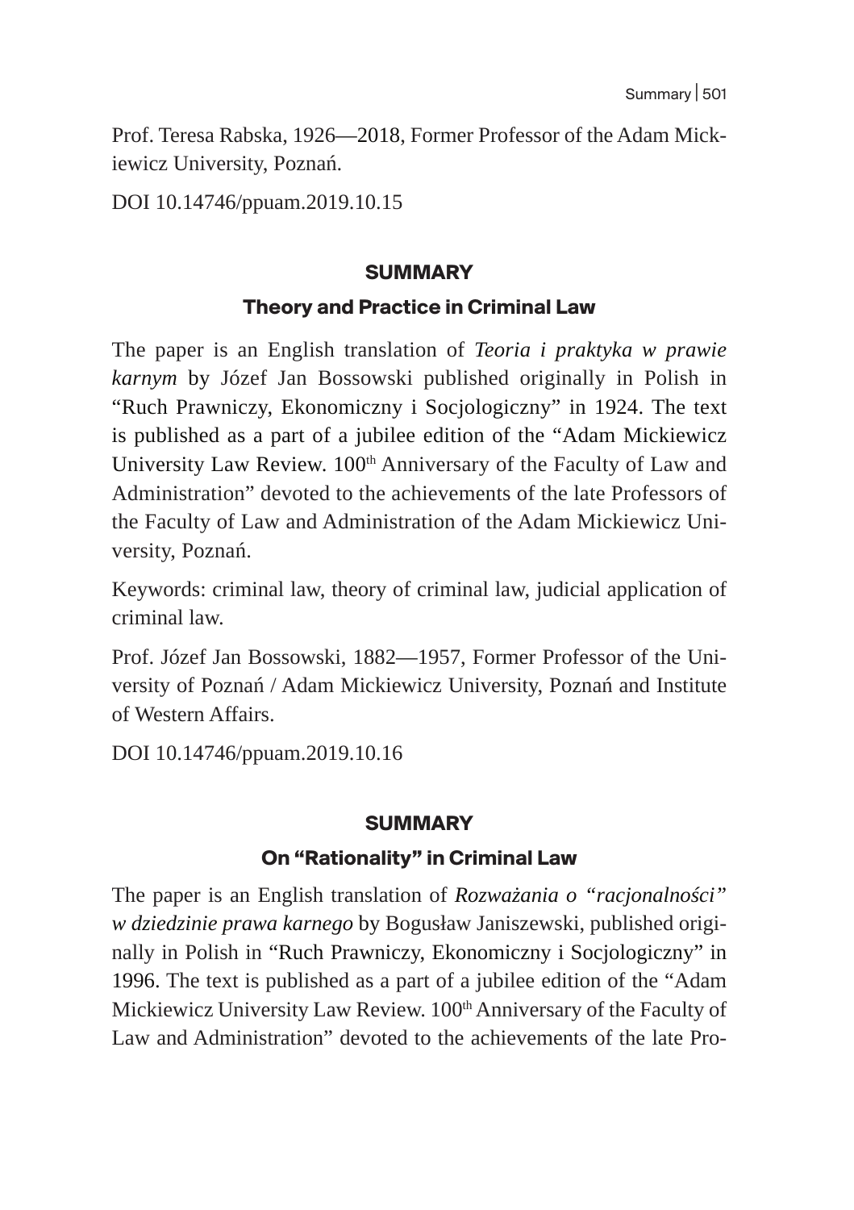Prof. Teresa Rabska, 1926—2018, Former Professor of the Adam Mickiewicz University, Poznań.

DOI 10.14746/ppuam.2019.10.15

## SUMMARY

### Theory and Practice in Criminal Law

The paper is an English translation of *Teoria i praktyka w prawie karnym* by Józef Jan Bossowski published originally in Polish in "Ruch Prawniczy, Ekonomiczny i Socjologiczny" in 1924. The text is published as a part of a jubilee edition of the "Adam Mickiewicz University Law Review. 100th Anniversary of the Faculty of Law and Administration" devoted to the achievements of the late Professors of the Faculty of Law and Administration of the Adam Mickiewicz University, Poznań.

Keywords: criminal law, theory of criminal law, judicial application of criminal law.

Prof. Józef Jan Bossowski, 1882—1957, Former Professor of the University of Poznań / Adam Mickiewicz University, Poznań and Institute of Western Affairs.

DOI 10.14746/ppuam.2019.10.16

## SUMMARY

### On "Rationality" in Criminal Law

The paper is an English translation of *Rozważania o "racjonalności" w dziedzinie prawa karnego* by Bogusław Janiszewski, published originally in Polish in "Ruch Prawniczy, Ekonomiczny i Socjologiczny" in 1996. The text is published as a part of a jubilee edition of the "Adam Mickiewicz University Law Review. 100th Anniversary of the Faculty of Law and Administration" devoted to the achievements of the late Pro-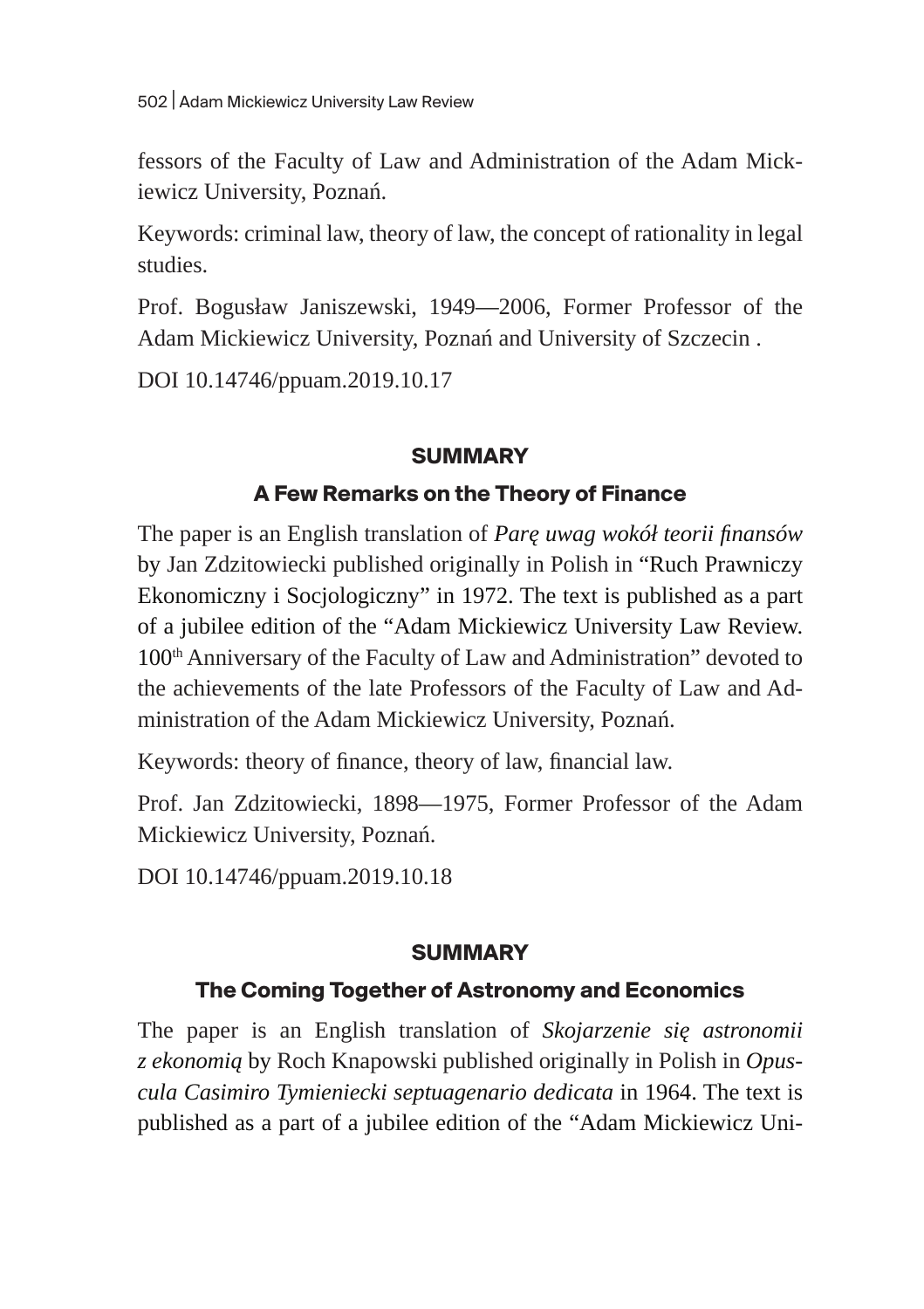fessors of the Faculty of Law and Administration of the Adam Mickiewicz University, Poznań.

Keywords: criminal law, theory of law, the concept of rationality in legal studies.

Prof. Bogusław Janiszewski, 1949—2006, Former Professor of the Adam Mickiewicz University, Poznań and University of Szczecin .

DOI 10.14746/ppuam.2019.10.17

### SUMMARY

### A Few Remarks on the Theory of Finance

The paper is an English translation of *Parę uwag wokół teorii finansów* by Jan Zdzitowiecki published originally in Polish in "Ruch Prawniczy Ekonomiczny i Socjologiczny" in 1972. The text is published as a part of a jubilee edition of the "Adam Mickiewicz University Law Review. 100th Anniversary of the Faculty of Law and Administration" devoted to the achievements of the late Professors of the Faculty of Law and Administration of the Adam Mickiewicz University, Poznań.

Keywords: theory of finance, theory of law, financial law.

Prof. Jan Zdzitowiecki, 1898—1975, Former Professor of the Adam Mickiewicz University, Poznań.

DOI 10.14746/ppuam.2019.10.18

### SUMMARY

### The Coming Together of Astronomy and Economics

The paper is an English translation of *Skojarzenie się astronomii z ekonomią* by Roch Knapowski published originally in Polish in *Opuscula Casimiro Tymieniecki septuagenario dedicata* in 1964. The text is published as a part of a jubilee edition of the "Adam Mickiewicz Uni-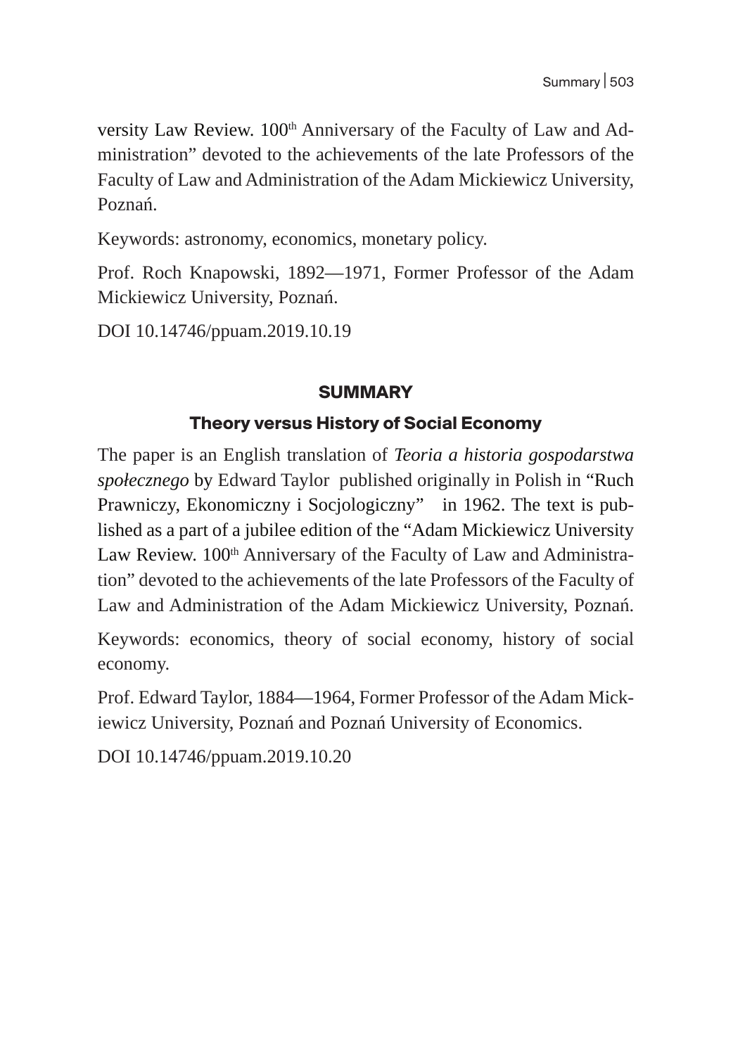versity Law Review. 100th Anniversary of the Faculty of Law and Administration" devoted to the achievements of the late Professors of the Faculty of Law and Administration of the Adam Mickiewicz University, Poznań.

Keywords: astronomy, economics, monetary policy.

Prof. Roch Knapowski, 1892—1971, Former Professor of the Adam Mickiewicz University, Poznań.

DOI 10.14746/ppuam.2019.10.19

## SUMMARY

### Theory versus History of Social Economy

The paper is an English translation of *Teoria a historia gospodarstwa społecznego* by Edward Taylor published originally in Polish in "Ruch Prawniczy, Ekonomiczny i Socjologiczny" in 1962. The text is published as a part of a jubilee edition of the "Adam Mickiewicz University Law Review. 100th Anniversary of the Faculty of Law and Administration" devoted to the achievements of the late Professors of the Faculty of Law and Administration of the Adam Mickiewicz University, Poznań.

Keywords: economics, theory of social economy, history of social economy.

Prof. Edward Taylor, 1884—1964, Former Professor of the Adam Mickiewicz University, Poznań and Poznań University of Economics.

DOI 10.14746/ppuam.2019.10.20